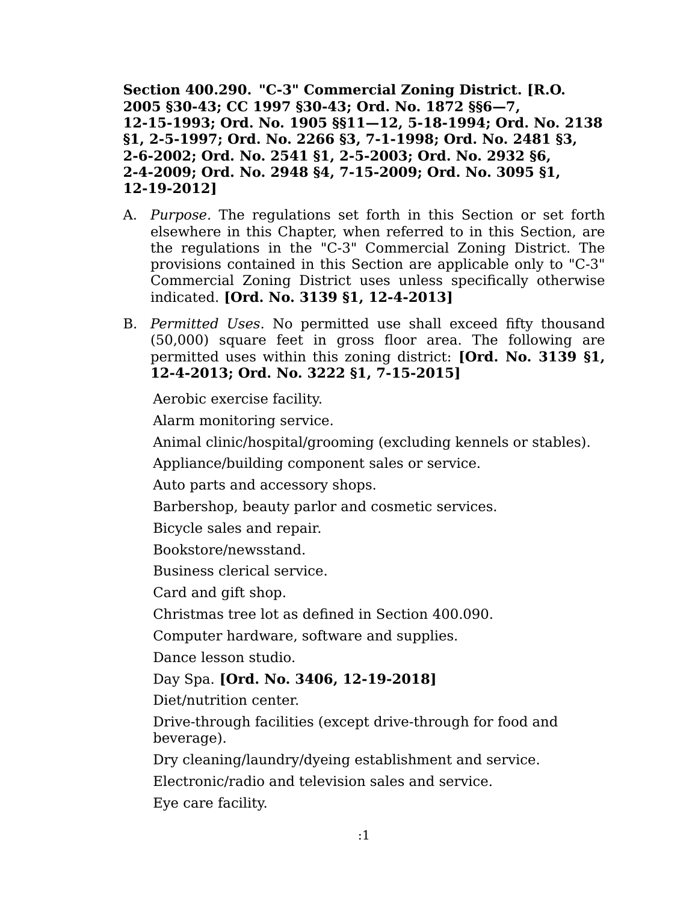**Section 400.290. "C-3" Commercial Zoning District. [R.O. 2005 §30-43; CC 1997 §30-43; Ord. No. 1872 §§6—7, 12-15-1993; Ord. No. 1905 §§11—12, 5-18-1994; Ord. No. 2138 §1, 2-5-1997; Ord. No. 2266 §3, 7-1-1998; Ord. No. 2481 §3, 2-6-2002; Ord. No. 2541 §1, 2-5-2003; Ord. No. 2932 §6, 2-4-2009; Ord. No. 2948 §4, 7-15-2009; Ord. No. 3095 §1, 12-19-2012]**

A. *Purpose*. The regulations set forth in this Section or set forth elsewhere in this Chapter, when referred to in this Section, are the regulations in the "C-3" Commercial Zoning District. The provisions contained in this Section are applicable only to "C-3" Commercial Zoning District uses unless specifically otherwise indicated. **[Ord. No. 3139 §1, 12-4-2013]**

B. *Permitted Uses.* No permitted use shall exceed fifty thousand (50,000) square feet in gross floor area. The following are permitted uses within this zoning district: **[Ord. No. 3139 §1, 12-4-2013; Ord. No. 3222 §1, 7-15-2015]**

   Aerobic exercise facility.

   Alarm monitoring service.

   Animal clinic/hospital/grooming (excluding kennels or stables).

   Appliance/building component sales or service.

   Auto parts and accessory shops.

   Barbershop, beauty parlor and cosmetic services.

   Bicycle sales and repair.

   Bookstore/newsstand.

   Business clerical service.

   Card and gift shop.

   Christmas tree lot as defined in Section 400.090.

   Computer hardware, software and supplies.

   Dance lesson studio.

   Day Spa. **[Ord. No. 3406, 12-19-2018]**

   Diet/nutrition center.

   Drive-through facilities (except drive-through for food and beverage).

   Dry cleaning/laundry/dyeing establishment and service.

   Electronic/radio and television sales and service.

   Eye care facility.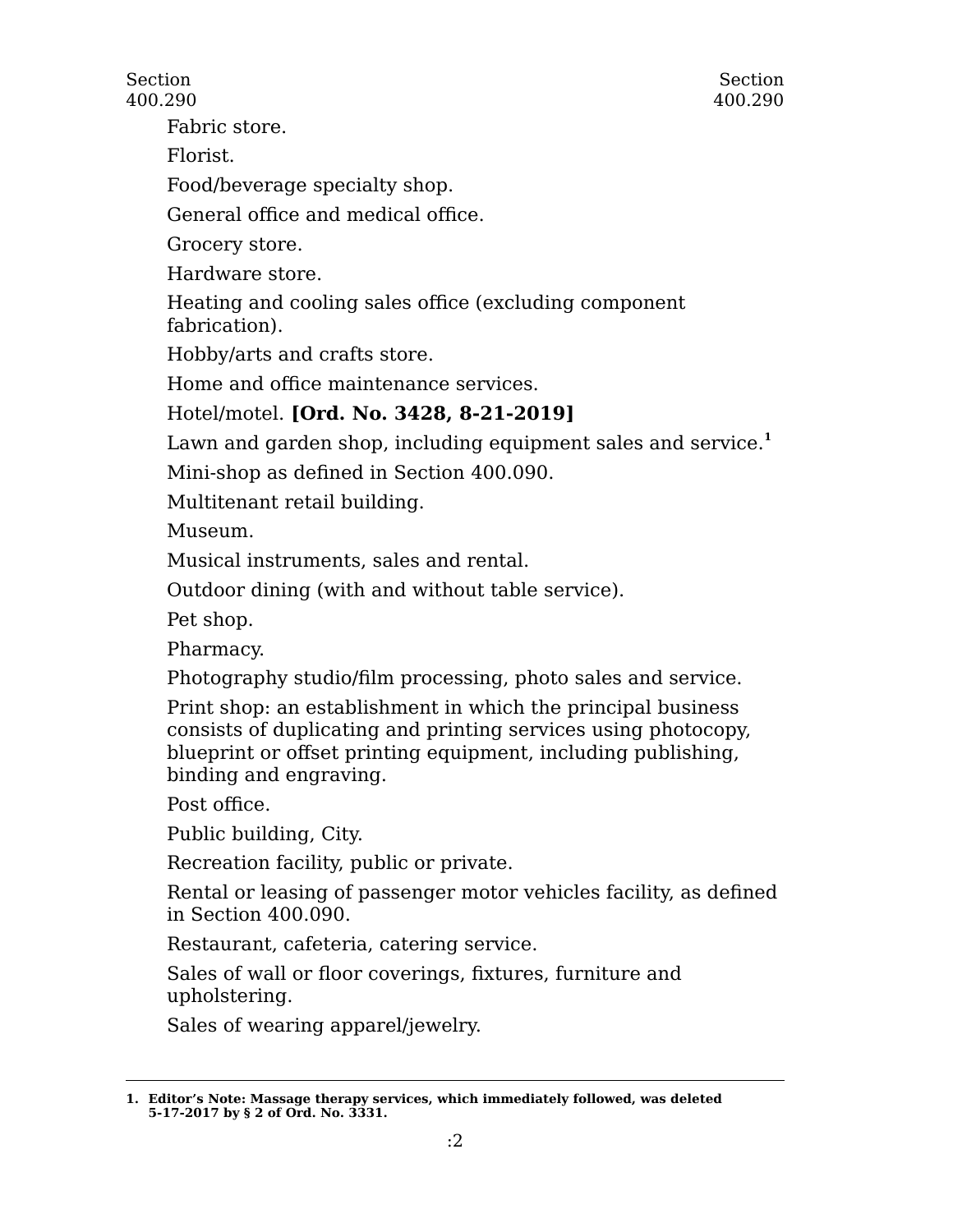Fabric store.

Florist.

Food/beverage specialty shop.

General office and medical office.

Grocery store.

Hardware store.

Heating and cooling sales office (excluding component fabrication).

Hobby/arts and crafts store.

Home and office maintenance services.

Hotel/motel. **[Ord. No. 3428, 8-21-2019]**

Lawn and garden shop, including equipment sales and service.[1]

Mini-shop as defined in Section 400.090.

Multitenant retail building.

Museum.

Musical instruments, sales and rental.

Outdoor dining (with and without table service).

Pet shop.

Pharmacy.

Photography studio/film processing, photo sales and service.

Print shop: an establishment in which the principal business consists of duplicating and printing services using photocopy, blueprint or offset printing equipment, including publishing, binding and engraving.

Post office.

Public building, City.

Recreation facility, public or private.

Rental or leasing of passenger motor vehicles facility, as defined in Section 400.090.

Restaurant, cafeteria, catering service.

Sales of wall or floor coverings, fixtures, furniture and upholstering.

Sales of wearing apparel/jewelry.

---

1. **Editor's Note: Massage therapy services, which immediately followed, was deleted 5-17-2017 by § 2 of Ord. No. 3331.**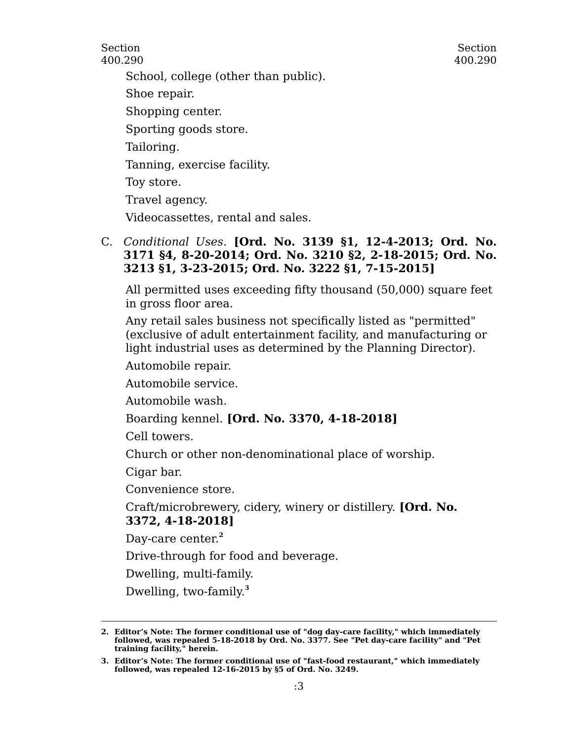School, college (other than public).

Shoe repair.

Shopping center.

Sporting goods store.

Tailoring.

Tanning, exercise facility.

Toy store.

Travel agency.

Videocassettes, rental and sales.

C. *Conditional Uses.* **[Ord. No. 3139 §1, 12-4-2013; Ord. No. 3171 §4, 8-20-2014; Ord. No. 3210 §2, 2-18-2015; Ord. No. 3213 §1, 3-23-2015; Ord. No. 3222 §1, 7-15-2015]**

All permitted uses exceeding fifty thousand (50,000) square feet in gross floor area.

Any retail sales business not specifically listed as "permitted" (exclusive of adult entertainment facility, and manufacturing or light industrial uses as determined by the Planning Director).

Automobile repair.

Automobile service.

Automobile wash.

Boarding kennel. **[Ord. No. 3370, 4-18-2018]**

Cell towers.

Church or other non-denominational place of worship.

Cigar bar.

Convenience store.

Craft/microbrewery, cidery, winery or distillery. **[Ord. No. 3372, 4-18-2018]**

Day-care center.[2]

Drive-through for food and beverage.

Dwelling, multi-family.

Dwelling, two-family.[3]

---

**2. Editor's Note: The former conditional use of "dog day-care facility," which immediately followed, was repealed 5-18-2018 by Ord. No. 3377. See "Pet day-care facility" and "Pet training facility," herein.**

**3. Editor's Note: The former conditional use of "fast-food restaurant," which immediately followed, was repealed 12-16-2015 by §5 of Ord. No. 3249.**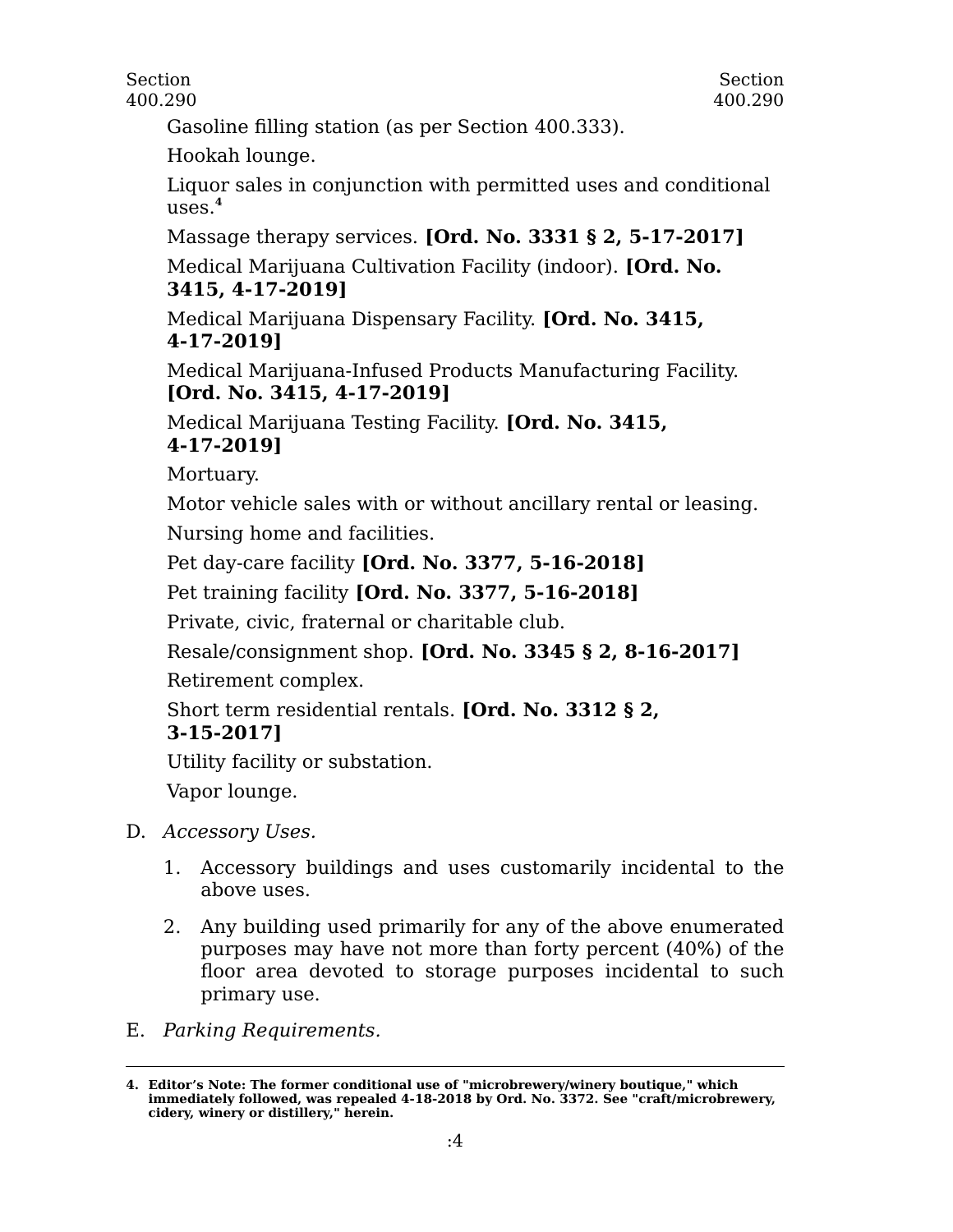Gasoline filling station (as per Section 400.333).

Hookah lounge.

Liquor sales in conjunction with permitted uses and conditional uses.[4]

Massage therapy services. **[Ord. No. 3331 § 2, 5-17-2017]**

Medical Marijuana Cultivation Facility (indoor). **[Ord. No. 3415, 4-17-2019]**

Medical Marijuana Dispensary Facility. **[Ord. No. 3415, 4-17-2019]**

Medical Marijuana-Infused Products Manufacturing Facility. **[Ord. No. 3415, 4-17-2019]**

Medical Marijuana Testing Facility. **[Ord. No. 3415, 4-17-2019]**

Mortuary.

Motor vehicle sales with or without ancillary rental or leasing.

Nursing home and facilities.

Pet day-care facility **[Ord. No. 3377, 5-16-2018]**

Pet training facility **[Ord. No. 3377, 5-16-2018]**

Private, civic, fraternal or charitable club.

Resale/consignment shop. **[Ord. No. 3345 § 2, 8-16-2017]**

Retirement complex.

Short term residential rentals. **[Ord. No. 3312 § 2, 3-15-2017]**

Utility facility or substation.

Vapor lounge.

D. *Accessory Uses.*

1. Accessory buildings and uses customarily incidental to the above uses.
2. Any building used primarily for any of the above enumerated purposes may have not more than forty percent (40%) of the floor area devoted to storage purposes incidental to such primary use.

E. *Parking Requirements.*

---

**4. Editor's Note: The former conditional use of "microbrewery/winery boutique," which immediately followed, was repealed 4-18-2018 by Ord. No. 3372. See "craft/microbrewery, cidery, winery or distillery," herein.**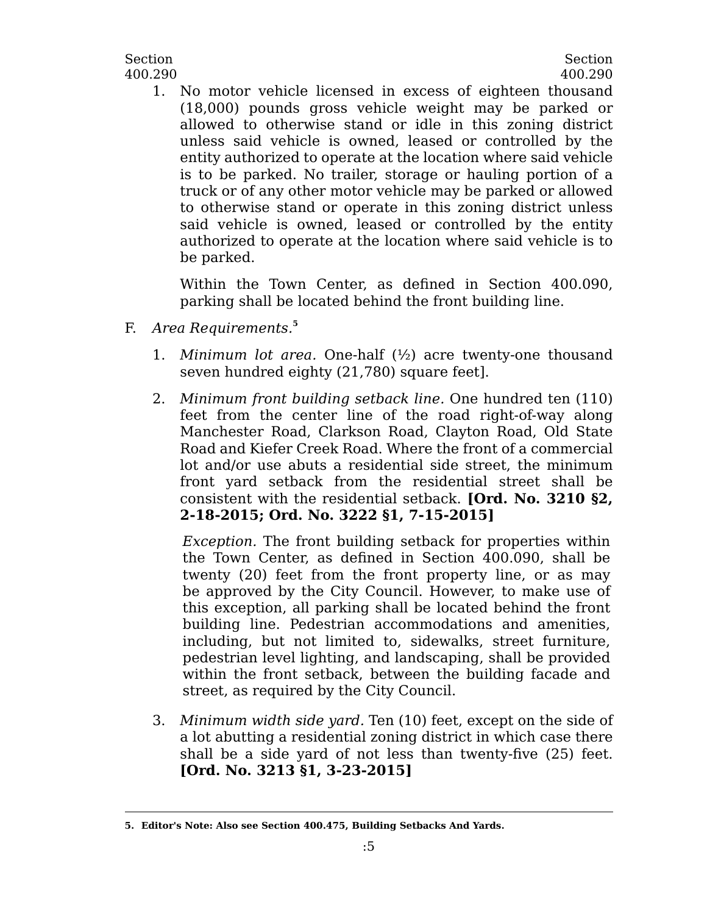1. No motor vehicle licensed in excess of eighteen thousand (18,000) pounds gross vehicle weight may be parked or allowed to otherwise stand or idle in this zoning district unless said vehicle is owned, leased or controlled by the entity authorized to operate at the location where said vehicle is to be parked. No trailer, storage or hauling portion of a truck or of any other motor vehicle may be parked or allowed to otherwise stand or operate in this zoning district unless said vehicle is owned, leased or controlled by the entity authorized to operate at the location where said vehicle is to be parked.

   Within the Town Center, as defined in Section 400.090, parking shall be located behind the front building line.

F. *Area Requirements.*[5]

1. *Minimum lot area.* One-half (½) acre twenty-one thousand seven hundred eighty (21,780) square feet].

2. *Minimum front building setback line.* One hundred ten (110) feet from the center line of the road right-of-way along Manchester Road, Clarkson Road, Clayton Road, Old State Road and Kiefer Creek Road. Where the front of a commercial lot and/or use abuts a residential side street, the minimum front yard setback from the residential street shall be consistent with the residential setback. **[Ord. No. 3210 §2, 2-18-2015; Ord. No. 3222 §1, 7-15-2015]**

   *Exception.* The front building setback for properties within the Town Center, as defined in Section 400.090, shall be twenty (20) feet from the front property line, or as may be approved by the City Council. However, to make use of this exception, all parking shall be located behind the front building line. Pedestrian accommodations and amenities, including, but not limited to, sidewalks, street furniture, pedestrian level lighting, and landscaping, shall be provided within the front setback, between the building facade and street, as required by the City Council.

3. *Minimum width side yard.* Ten (10) feet, except on the side of a lot abutting a residential zoning district in which case there shall be a side yard of not less than twenty-five (25) feet. **[Ord. No. 3213 §1, 3-23-2015]**

---

**5. Editor's Note: Also see Section 400.475, Building Setbacks And Yards.**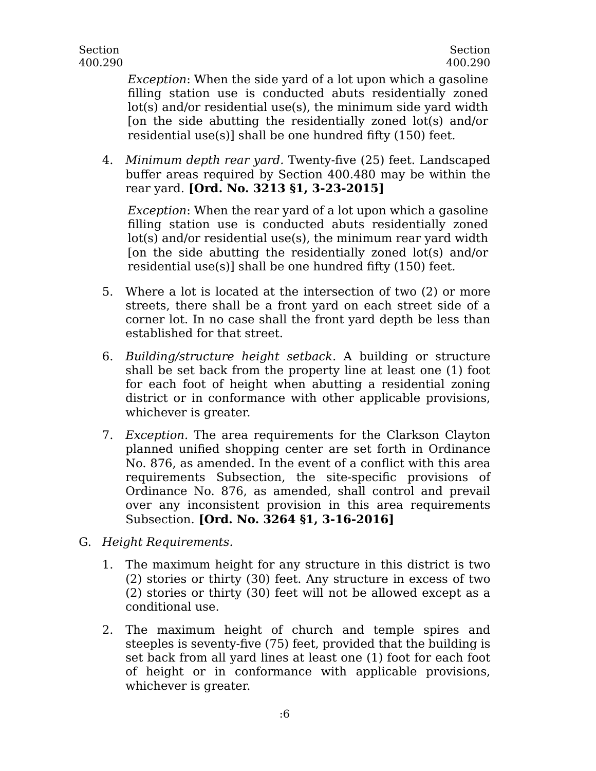*Exception*: When the side yard of a lot upon which a gasoline filling station use is conducted abuts residentially zoned lot(s) and/or residential use(s), the minimum side yard width [on the side abutting the residentially zoned lot(s) and/or residential use(s)] shall be one hundred fifty (150) feet.

4. *Minimum depth rear yard.* Twenty-five (25) feet. Landscaped buffer areas required by Section 400.480 may be within the rear yard. **[Ord. No. 3213 §1, 3-23-2015]**

   *Exception*: When the rear yard of a lot upon which a gasoline filling station use is conducted abuts residentially zoned lot(s) and/or residential use(s), the minimum rear yard width [on the side abutting the residentially zoned lot(s) and/or residential use(s)] shall be one hundred fifty (150) feet.

5. Where a lot is located at the intersection of two (2) or more streets, there shall be a front yard on each street side of a corner lot. In no case shall the front yard depth be less than established for that street.

6. *Building/structure height setback.* A building or structure shall be set back from the property line at least one (1) foot for each foot of height when abutting a residential zoning district or in conformance with other applicable provisions, whichever is greater.

7. *Exception.* The area requirements for the Clarkson Clayton planned unified shopping center are set forth in Ordinance No. 876, as amended. In the event of a conflict with this area requirements Subsection, the site-specific provisions of Ordinance No. 876, as amended, shall control and prevail over any inconsistent provision in this area requirements Subsection. **[Ord. No. 3264 §1, 3-16-2016]**

G. *Height Requirements.*

1. The maximum height for any structure in this district is two (2) stories or thirty (30) feet. Any structure in excess of two (2) stories or thirty (30) feet will not be allowed except as a conditional use.

2. The maximum height of church and temple spires and steeples is seventy-five (75) feet, provided that the building is set back from all yard lines at least one (1) foot for each foot of height or in conformance with applicable provisions, whichever is greater.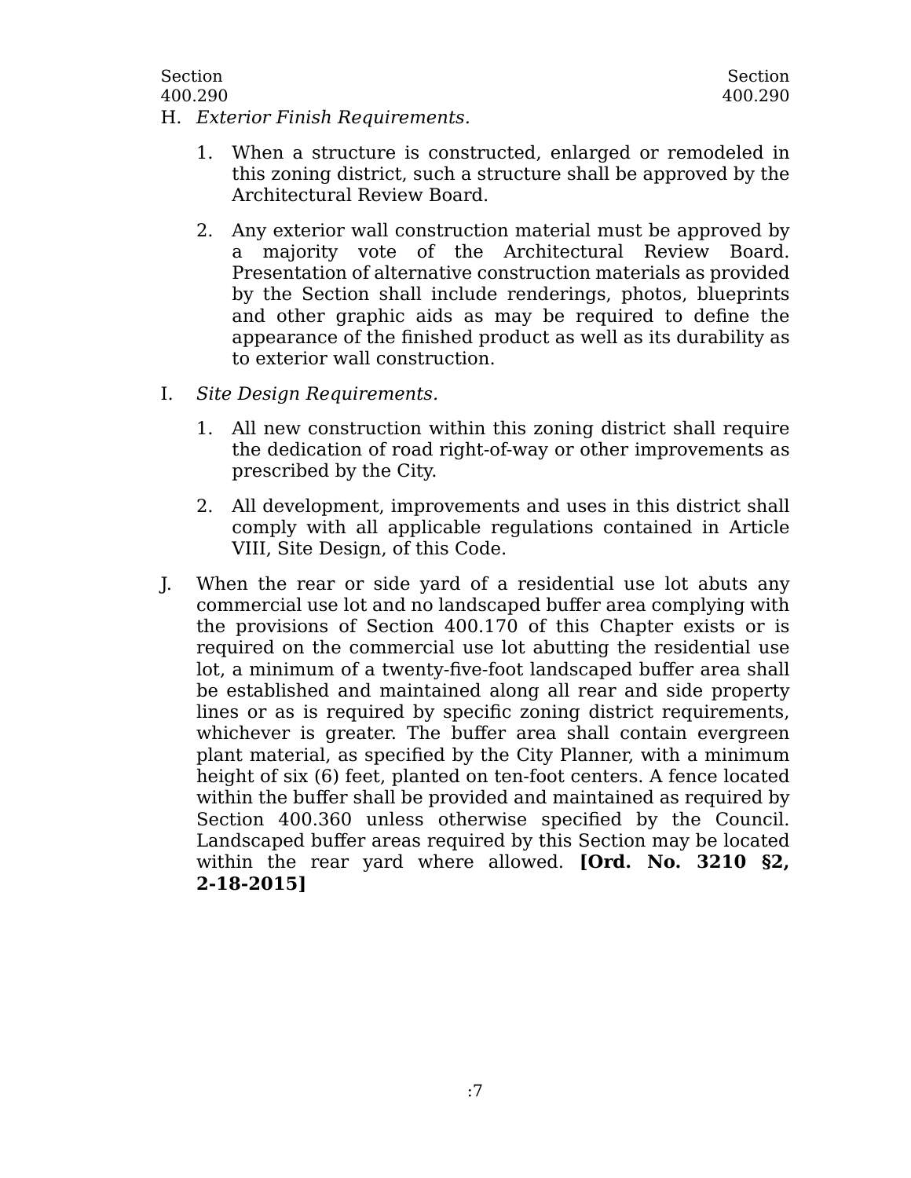H. *Exterior Finish Requirements.*

1. When a structure is constructed, enlarged or remodeled in this zoning district, such a structure shall be approved by the Architectural Review Board.

2. Any exterior wall construction material must be approved by a majority vote of the Architectural Review Board. Presentation of alternative construction materials as provided by the Section shall include renderings, photos, blueprints and other graphic aids as may be required to define the appearance of the finished product as well as its durability as to exterior wall construction.

I. *Site Design Requirements.*

1. All new construction within this zoning district shall require the dedication of road right-of-way or other improvements as prescribed by the City.

2. All development, improvements and uses in this district shall comply with all applicable regulations contained in Article VIII, Site Design, of this Code.

J. When the rear or side yard of a residential use lot abuts any commercial use lot and no landscaped buffer area complying with the provisions of Section 400.170 of this Chapter exists or is required on the commercial use lot abutting the residential use lot, a minimum of a twenty-five-foot landscaped buffer area shall be established and maintained along all rear and side property lines or as is required by specific zoning district requirements, whichever is greater. The buffer area shall contain evergreen plant material, as specified by the City Planner, with a minimum height of six (6) feet, planted on ten-foot centers. A fence located within the buffer shall be provided and maintained as required by Section 400.360 unless otherwise specified by the Council. Landscaped buffer areas required by this Section may be located within the rear yard where allowed. **[Ord. No. 3210 §2, 2-18-2015]**